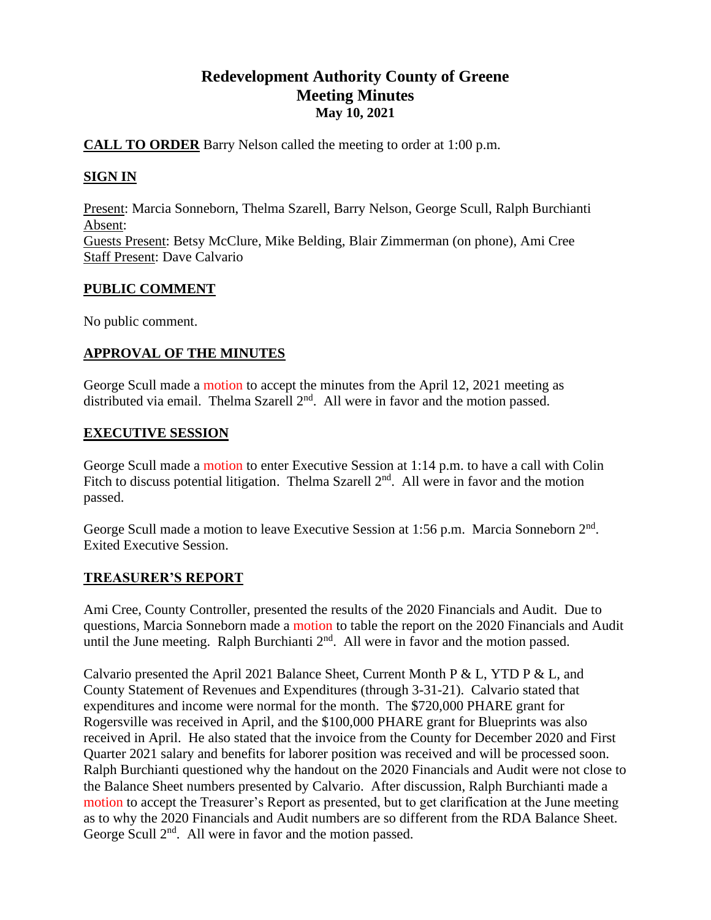# Redevelopment Authority County of Greene
## Meeting Minutes
### May 10, 2021

**CALL TO ORDER** Barry Nelson called the meeting to order at 1:00 p.m.

**SIGN IN**

Present: Marcia Sonneborn, Thelma Szarell, Barry Nelson, George Scull, Ralph Burchianti
Absent:
Guests Present: Betsy McClure, Mike Belding, Blair Zimmerman (on phone), Ami Cree
Staff Present: Dave Calvario

**PUBLIC COMMENT**

No public comment.

**APPROVAL OF THE MINUTES**

George Scull made a motion to accept the minutes from the April 12, 2021 meeting as distributed via email. Thelma Szarell 2nd. All were in favor and the motion passed.

**EXECUTIVE SESSION**

George Scull made a motion to enter Executive Session at 1:14 p.m. to have a call with Colin Fitch to discuss potential litigation. Thelma Szarell 2nd. All were in favor and the motion passed.

George Scull made a motion to leave Executive Session at 1:56 p.m. Marcia Sonneborn 2nd. Exited Executive Session.

**TREASURER'S REPORT**

Ami Cree, County Controller, presented the results of the 2020 Financials and Audit. Due to questions, Marcia Sonneborn made a motion to table the report on the 2020 Financials and Audit until the June meeting. Ralph Burchianti 2nd. All were in favor and the motion passed.

Calvario presented the April 2021 Balance Sheet, Current Month P & L, YTD P & L, and County Statement of Revenues and Expenditures (through 3-31-21). Calvario stated that expenditures and income were normal for the month. The $720,000 PHARE grant for Rogersville was received in April, and the $100,000 PHARE grant for Blueprints was also received in April. He also stated that the invoice from the County for December 2020 and First Quarter 2021 salary and benefits for laborer position was received and will be processed soon. Ralph Burchianti questioned why the handout on the 2020 Financials and Audit were not close to the Balance Sheet numbers presented by Calvario. After discussion, Ralph Burchianti made a motion to accept the Treasurer's Report as presented, but to get clarification at the June meeting as to why the 2020 Financials and Audit numbers are so different from the RDA Balance Sheet. George Scull 2nd. All were in favor and the motion passed.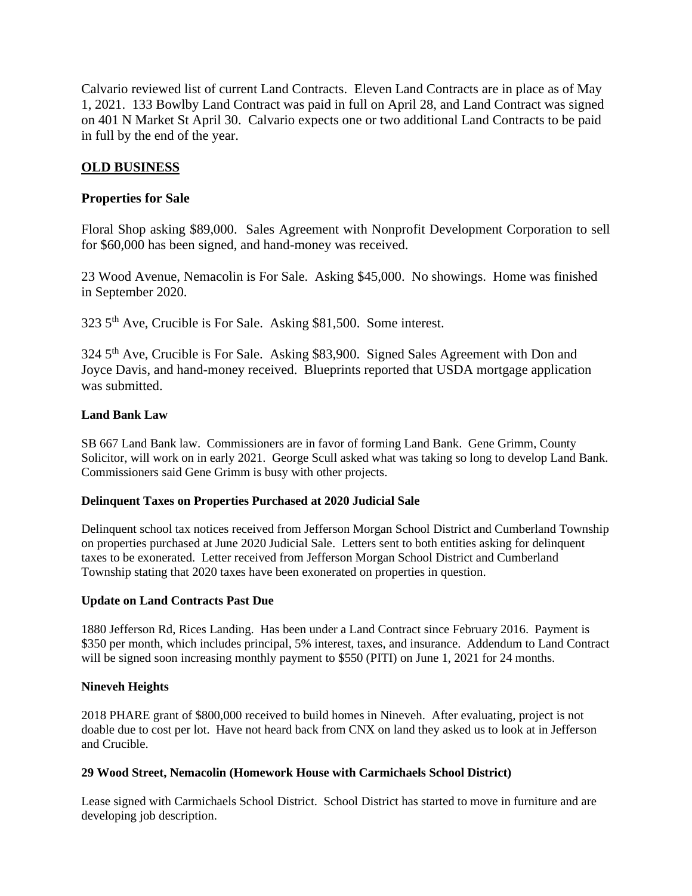Calvario reviewed list of current Land Contracts. Eleven Land Contracts are in place as of May 1, 2021. 133 Bowlby Land Contract was paid in full on April 28, and Land Contract was signed on 401 N Market St April 30. Calvario expects one or two additional Land Contracts to be paid in full by the end of the year.

## OLD BUSINESS

### Properties for Sale

Floral Shop asking $89,000. Sales Agreement with Nonprofit Development Corporation to sell for $60,000 has been signed, and hand-money was received.

23 Wood Avenue, Nemacolin is For Sale. Asking $45,000. No showings. Home was finished in September 2020.

323 5th Ave, Crucible is For Sale. Asking $81,500. Some interest.

324 5th Ave, Crucible is For Sale. Asking $83,900. Signed Sales Agreement with Don and Joyce Davis, and hand-money received. Blueprints reported that USDA mortgage application was submitted.

#### Land Bank Law

SB 667 Land Bank law. Commissioners are in favor of forming Land Bank. Gene Grimm, County Solicitor, will work on in early 2021. George Scull asked what was taking so long to develop Land Bank. Commissioners said Gene Grimm is busy with other projects.

#### Delinquent Taxes on Properties Purchased at 2020 Judicial Sale

Delinquent school tax notices received from Jefferson Morgan School District and Cumberland Township on properties purchased at June 2020 Judicial Sale. Letters sent to both entities asking for delinquent taxes to be exonerated. Letter received from Jefferson Morgan School District and Cumberland Township stating that 2020 taxes have been exonerated on properties in question.

#### Update on Land Contracts Past Due

1880 Jefferson Rd, Rices Landing. Has been under a Land Contract since February 2016. Payment is $350 per month, which includes principal, 5% interest, taxes, and insurance. Addendum to Land Contract will be signed soon increasing monthly payment to $550 (PITI) on June 1, 2021 for 24 months.

#### Nineveh Heights

2018 PHARE grant of $800,000 received to build homes in Nineveh. After evaluating, project is not doable due to cost per lot. Have not heard back from CNX on land they asked us to look at in Jefferson and Crucible.

#### 29 Wood Street, Nemacolin (Homework House with Carmichaels School District)

Lease signed with Carmichaels School District. School District has started to move in furniture and are developing job description.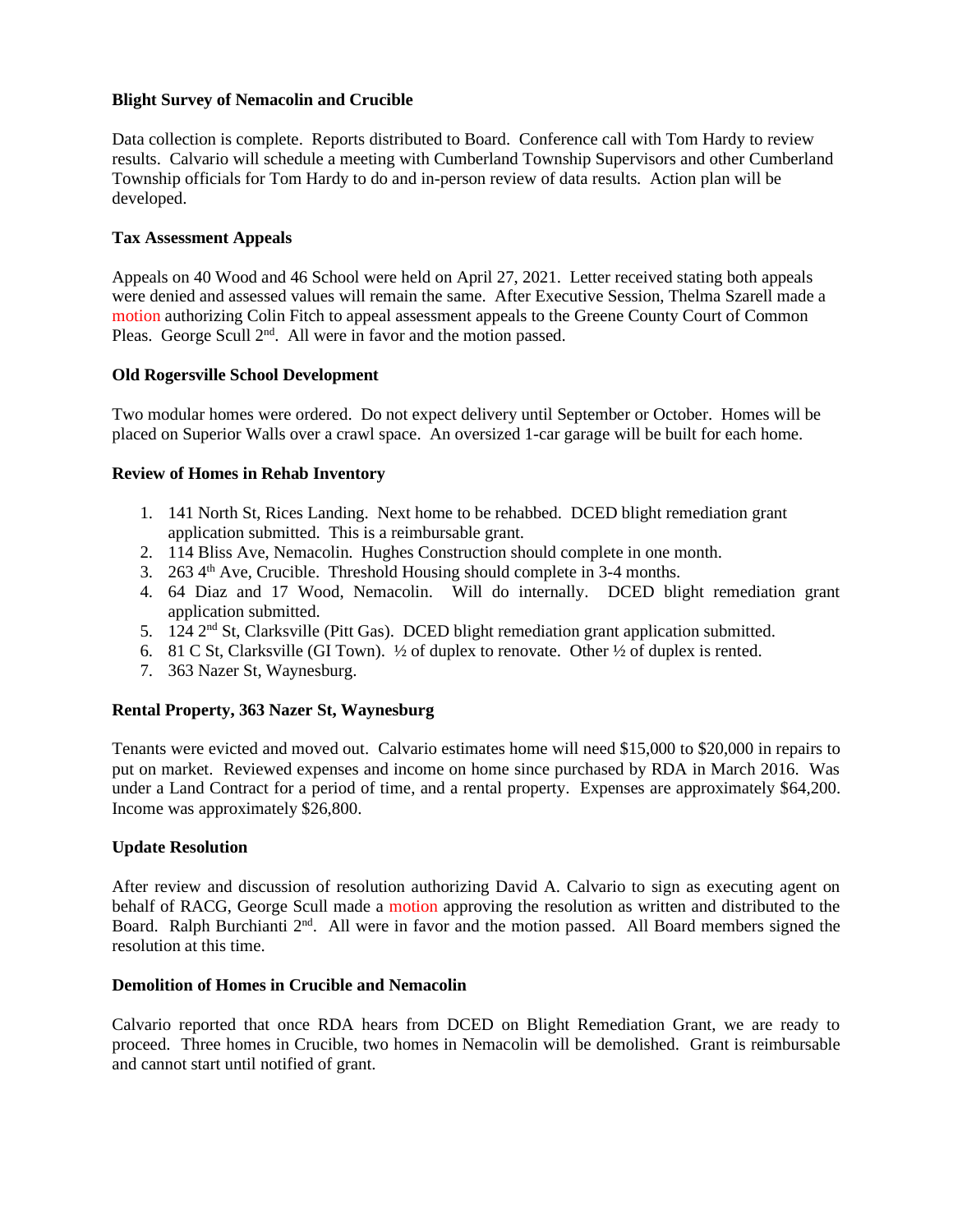**Blight Survey of Nemacolin and Crucible**

Data collection is complete. Reports distributed to Board. Conference call with Tom Hardy to review results. Calvario will schedule a meeting with Cumberland Township Supervisors and other Cumberland Township officials for Tom Hardy to do and in-person review of data results. Action plan will be developed.

**Tax Assessment Appeals**

Appeals on 40 Wood and 46 School were held on April 27, 2021. Letter received stating both appeals were denied and assessed values will remain the same. After Executive Session, Thelma Szarell made a motion authorizing Colin Fitch to appeal assessment appeals to the Greene County Court of Common Pleas. George Scull 2nd. All were in favor and the motion passed.

**Old Rogersville School Development**

Two modular homes were ordered. Do not expect delivery until September or October. Homes will be placed on Superior Walls over a crawl space. An oversized 1-car garage will be built for each home.

**Review of Homes in Rehab Inventory**

1. 141 North St, Rices Landing. Next home to be rehabbed. DCED blight remediation grant application submitted. This is a reimbursable grant.
2. 114 Bliss Ave, Nemacolin. Hughes Construction should complete in one month.
3. 263 4th Ave, Crucible. Threshold Housing should complete in 3-4 months.
4. 64 Diaz and 17 Wood, Nemacolin. Will do internally. DCED blight remediation grant application submitted.
5. 124 2nd St, Clarksville (Pitt Gas). DCED blight remediation grant application submitted.
6. 81 C St, Clarksville (GI Town). ½ of duplex to renovate. Other ½ of duplex is rented.
7. 363 Nazer St, Waynesburg.

**Rental Property, 363 Nazer St, Waynesburg**

Tenants were evicted and moved out. Calvario estimates home will need $15,000 to $20,000 in repairs to put on market. Reviewed expenses and income on home since purchased by RDA in March 2016. Was under a Land Contract for a period of time, and a rental property. Expenses are approximately $64,200. Income was approximately $26,800.

**Update Resolution**

After review and discussion of resolution authorizing David A. Calvario to sign as executing agent on behalf of RACG, George Scull made a motion approving the resolution as written and distributed to the Board. Ralph Burchianti 2nd. All were in favor and the motion passed. All Board members signed the resolution at this time.

**Demolition of Homes in Crucible and Nemacolin**

Calvario reported that once RDA hears from DCED on Blight Remediation Grant, we are ready to proceed. Three homes in Crucible, two homes in Nemacolin will be demolished. Grant is reimbursable and cannot start until notified of grant.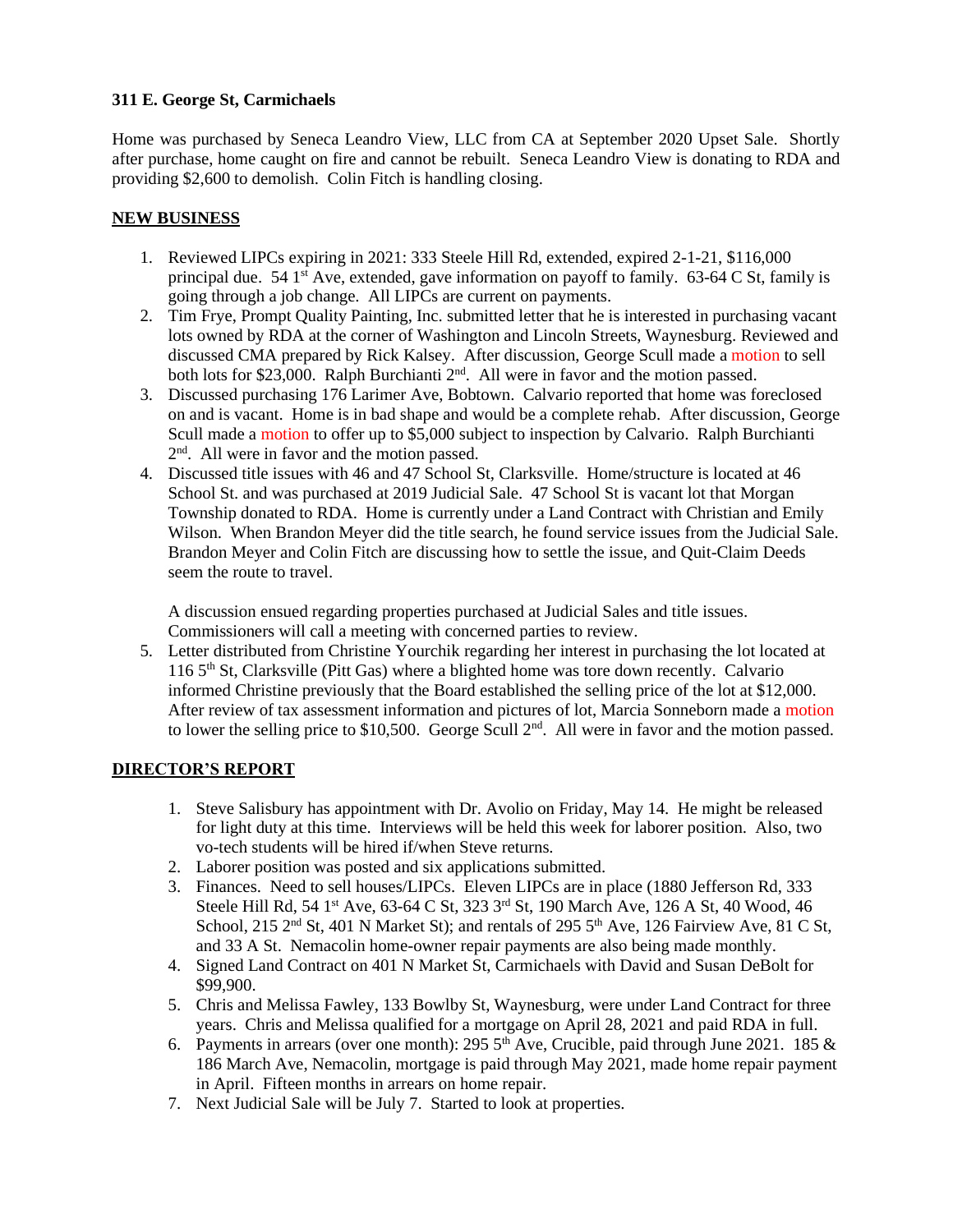**311 E. George St, Carmichaels**

Home was purchased by Seneca Leandro View, LLC from CA at September 2020 Upset Sale. Shortly after purchase, home caught on fire and cannot be rebuilt. Seneca Leandro View is donating to RDA and providing $2,600 to demolish. Colin Fitch is handling closing.

**NEW BUSINESS**

1. Reviewed LIPCs expiring in 2021: 333 Steele Hill Rd, extended, expired 2-1-21, $116,000 principal due. 54 1st Ave, extended, gave information on payoff to family. 63-64 C St, family is going through a job change. All LIPCs are current on payments.
2. Tim Frye, Prompt Quality Painting, Inc. submitted letter that he is interested in purchasing vacant lots owned by RDA at the corner of Washington and Lincoln Streets, Waynesburg. Reviewed and discussed CMA prepared by Rick Kalsey. After discussion, George Scull made a motion to sell both lots for $23,000. Ralph Burchianti 2nd. All were in favor and the motion passed.
3. Discussed purchasing 176 Larimer Ave, Bobtown. Calvario reported that home was foreclosed on and is vacant. Home is in bad shape and would be a complete rehab. After discussion, George Scull made a motion to offer up to $5,000 subject to inspection by Calvario. Ralph Burchianti 2nd. All were in favor and the motion passed.
4. Discussed title issues with 46 and 47 School St, Clarksville. Home/structure is located at 46 School St. and was purchased at 2019 Judicial Sale. 47 School St is vacant lot that Morgan Township donated to RDA. Home is currently under a Land Contract with Christian and Emily Wilson. When Brandon Meyer did the title search, he found service issues from the Judicial Sale. Brandon Meyer and Colin Fitch are discussing how to settle the issue, and Quit-Claim Deeds seem the route to travel.

   A discussion ensued regarding properties purchased at Judicial Sales and title issues. Commissioners will call a meeting with concerned parties to review.
5. Letter distributed from Christine Yourchik regarding her interest in purchasing the lot located at 116 5th St, Clarksville (Pitt Gas) where a blighted home was tore down recently. Calvario informed Christine previously that the Board established the selling price of the lot at $12,000. After review of tax assessment information and pictures of lot, Marcia Sonneborn made a motion to lower the selling price to $10,500. George Scull 2nd. All were in favor and the motion passed.

**DIRECTOR'S REPORT**

1. Steve Salisbury has appointment with Dr. Avolio on Friday, May 14. He might be released for light duty at this time. Interviews will be held this week for laborer position. Also, two vo-tech students will be hired if/when Steve returns.
2. Laborer position was posted and six applications submitted.
3. Finances. Need to sell houses/LIPCs. Eleven LIPCs are in place (1880 Jefferson Rd, 333 Steele Hill Rd, 54 1st Ave, 63-64 C St, 323 3rd St, 190 March Ave, 126 A St, 40 Wood, 46 School, 215 2nd St, 401 N Market St); and rentals of 295 5th Ave, 126 Fairview Ave, 81 C St, and 33 A St. Nemacolin home-owner repair payments are also being made monthly.
4. Signed Land Contract on 401 N Market St, Carmichaels with David and Susan DeBolt for $99,900.
5. Chris and Melissa Fawley, 133 Bowlby St, Waynesburg, were under Land Contract for three years. Chris and Melissa qualified for a mortgage on April 28, 2021 and paid RDA in full.
6. Payments in arrears (over one month): 295 5th Ave, Crucible, paid through June 2021. 185 & 186 March Ave, Nemacolin, mortgage is paid through May 2021, made home repair payment in April. Fifteen months in arrears on home repair.
7. Next Judicial Sale will be July 7. Started to look at properties.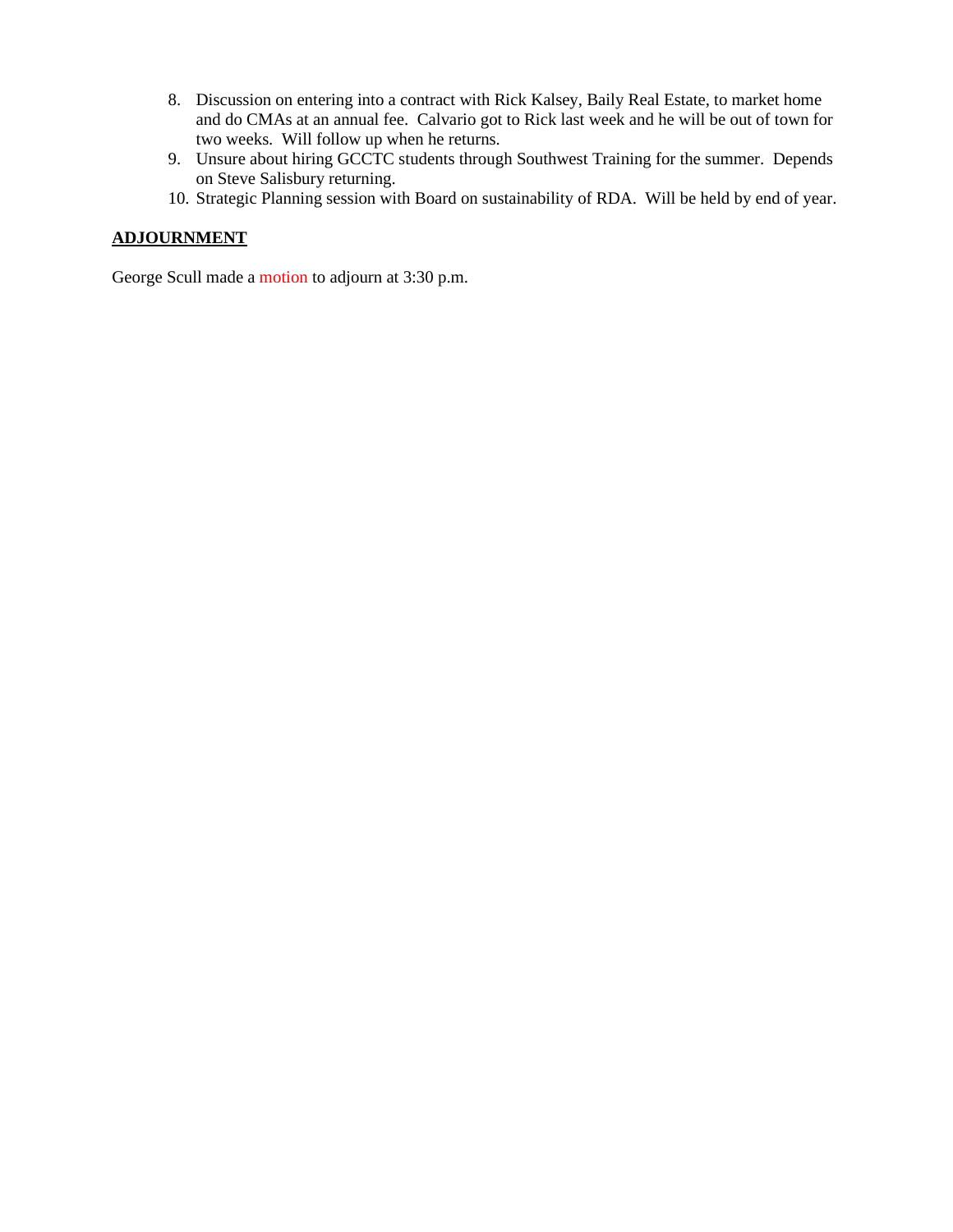8. Discussion on entering into a contract with Rick Kalsey, Baily Real Estate, to market home and do CMAs at an annual fee. Calvario got to Rick last week and he will be out of town for two weeks. Will follow up when he returns.
9. Unsure about hiring GCCTC students through Southwest Training for the summer. Depends on Steve Salisbury returning.
10. Strategic Planning session with Board on sustainability of RDA. Will be held by end of year.

**<u>ADJOURNMENT</u>**

George Scull made a motion to adjourn at 3:30 p.m.